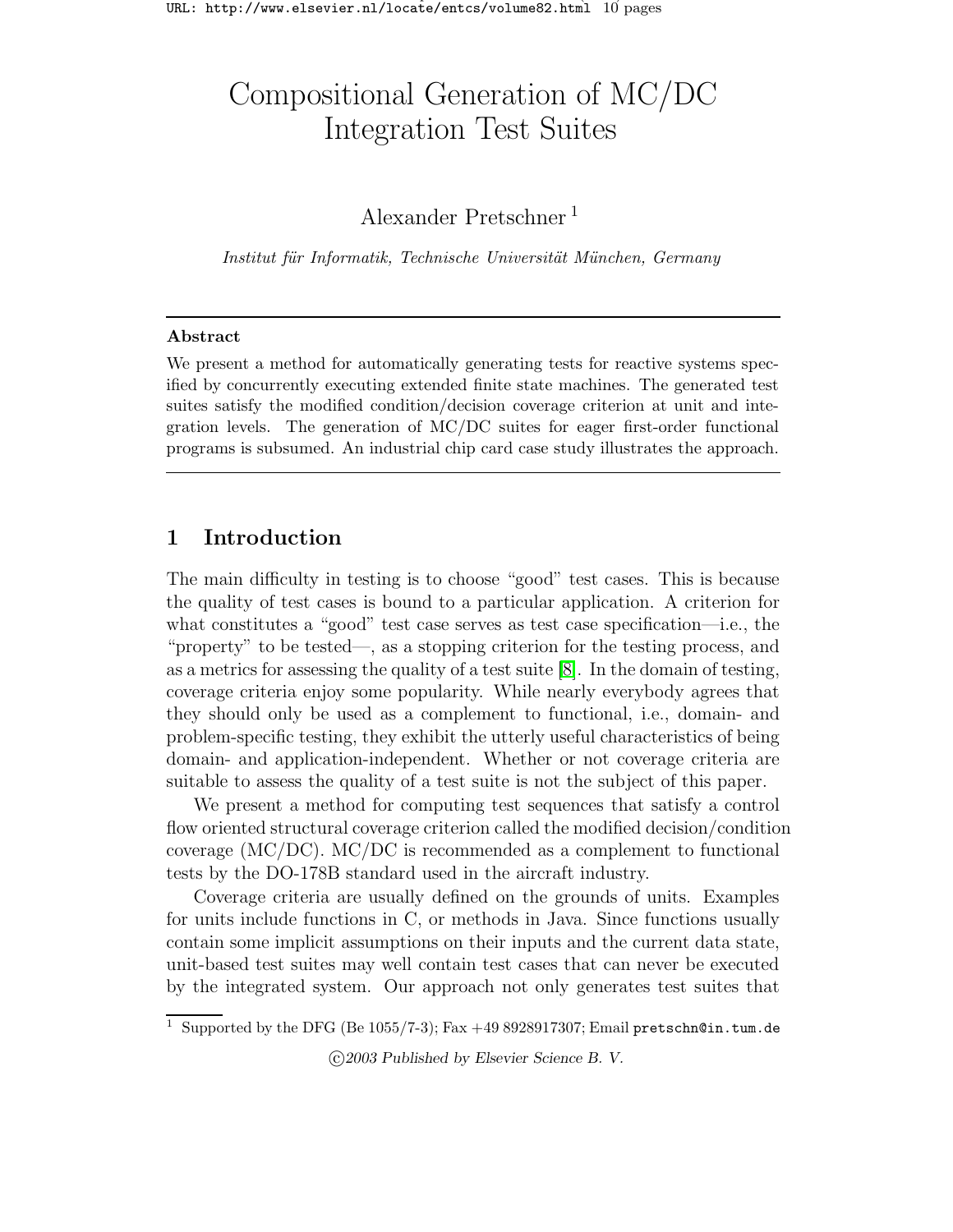# Compositional Generation of MC/DC Integration Test Suites

Alexander Pretschner [1]

*Institut für Informatik, Technische Universität München, Germany*

---

**Abstract**

We present a method for automatically generating tests for reactive systems specified by concurrently executing extended finite state machines. The generated test suites satisfy the modified condition/decision coverage criterion at unit and integration levels. The generation of MC/DC suites for eager first-order functional programs is subsumed. An industrial chip card case study illustrates the approach.

---

## 1 Introduction

The main difficulty in testing is to choose "good" test cases. This is because the quality of test cases is bound to a particular application. A criterion for what constitutes a "good" test case serves as test case specification—i.e., the "property" to be tested—, as a stopping criterion for the testing process, and as a metrics for assessing the quality of a test suite [8]. In the domain of testing, coverage criteria enjoy some popularity. While nearly everybody agrees that they should only be used as a complement to functional, i.e., domain- and problem-specific testing, they exhibit the utterly useful characteristics of being domain- and application-independent. Whether or not coverage criteria are suitable to assess the quality of a test suite is not the subject of this paper.

We present a method for computing test sequences that satisfy a control flow oriented structural coverage criterion called the modified decision/condition coverage (MC/DC). MC/DC is recommended as a complement to functional tests by the DO-178B standard used in the aircraft industry.

Coverage criteria are usually defined on the grounds of units. Examples for units include functions in C, or methods in Java. Since functions usually contain some implicit assumptions on their inputs and the current data state, unit-based test suites may well contain test cases that can never be executed by the integrated system. Our approach not only generates test suites that

[1] Supported by the DFG (Be 1055/7-3); Fax +49 8928917307; Email pretschn@in.tum.de

©2003 Published by Elsevier Science B. V.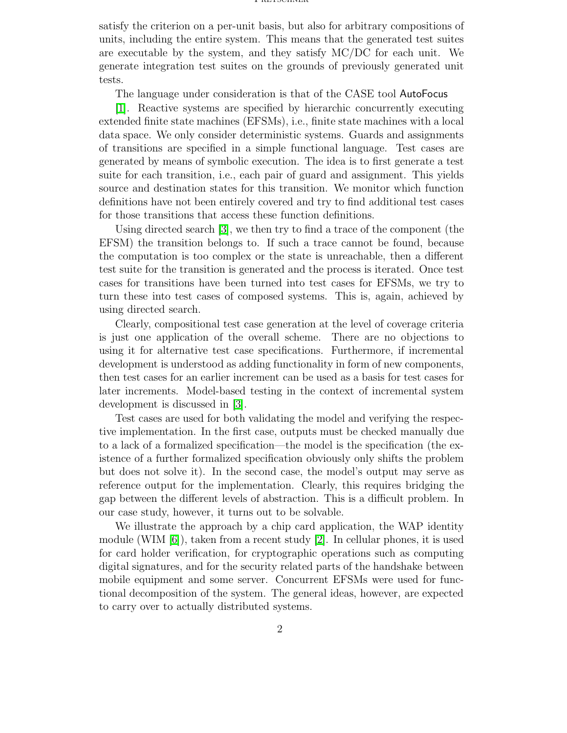satisfy the criterion on a per-unit basis, but also for arbitrary compositions of units, including the entire system. This means that the generated test suites are executable by the system, and they satisfy MC/DC for each unit. We generate integration test suites on the grounds of previously generated unit tests.

The language under consideration is that of the CASE tool AutoFocus [1]. Reactive systems are specified by hierarchic concurrently executing extended finite state machines (EFSMs), i.e., finite state machines with a local data space. We only consider deterministic systems. Guards and assignments of transitions are specified in a simple functional language. Test cases are generated by means of symbolic execution. The idea is to first generate a test suite for each transition, i.e., each pair of guard and assignment. This yields source and destination states for this transition. We monitor which function definitions have not been entirely covered and try to find additional test cases for those transitions that access these function definitions.

Using directed search [3], we then try to find a trace of the component (the EFSM) the transition belongs to. If such a trace cannot be found, because the computation is too complex or the state is unreachable, then a different test suite for the transition is generated and the process is iterated. Once test cases for transitions have been turned into test cases for EFSMs, we try to turn these into test cases of composed systems. This is, again, achieved by using directed search.

Clearly, compositional test case generation at the level of coverage criteria is just one application of the overall scheme. There are no objections to using it for alternative test case specifications. Furthermore, if incremental development is understood as adding functionality in form of new components, then test cases for an earlier increment can be used as a basis for test cases for later increments. Model-based testing in the context of incremental system development is discussed in [3].

Test cases are used for both validating the model and verifying the respective implementation. In the first case, outputs must be checked manually due to a lack of a formalized specification—the model is the specification (the existence of a further formalized specification obviously only shifts the problem but does not solve it). In the second case, the model's output may serve as reference output for the implementation. Clearly, this requires bridging the gap between the different levels of abstraction. This is a difficult problem. In our case study, however, it turns out to be solvable.

We illustrate the approach by a chip card application, the WAP identity module (WIM [6]), taken from a recent study [2]. In cellular phones, it is used for card holder verification, for cryptographic operations such as computing digital signatures, and for the security related parts of the handshake between mobile equipment and some server. Concurrent EFSMs were used for functional decomposition of the system. The general ideas, however, are expected to carry over to actually distributed systems.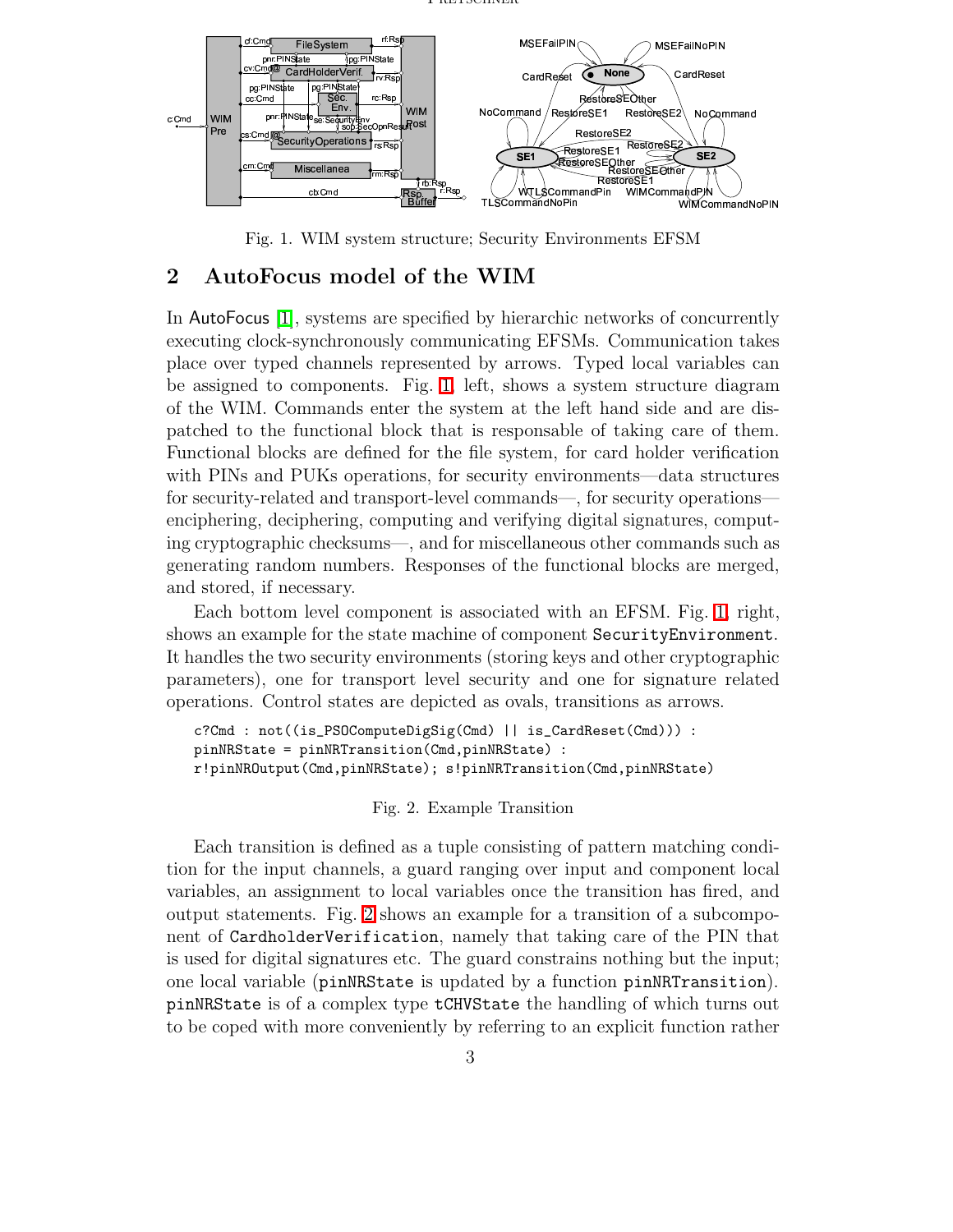Fig. 1. WIM system structure; Security Environments EFSM

## 2 AutoFocus model of the WIM

In AutoFocus [1], systems are specified by hierarchic networks of concurrently executing clock-synchronously communicating EFSMs. Communication takes place over typed channels represented by arrows. Typed local variables can be assigned to components. Fig. 1, left, shows a system structure diagram of the WIM. Commands enter the system at the left hand side and are dispatched to the functional block that is responsable of taking care of them. Functional blocks are defined for the file system, for card holder verification with PINs and PUKs operations, for security environments—data structures for security-related and transport-level commands—, for security operations—enciphering, deciphering, computing and verifying digital signatures, computing cryptographic checksums—, and for miscellaneous other commands such as generating random numbers. Responses of the functional blocks are merged, and stored, if necessary.

Each bottom level component is associated with an EFSM. Fig. 1, right, shows an example for the state machine of component `SecurityEnvironment`. It handles the two security environments (storing keys and other cryptographic parameters), one for transport level security and one for signature related operations. Control states are depicted as ovals, transitions as arrows.

```
c?Cmd : not((is_PSOComputeDigSig(Cmd) || is_CardReset(Cmd))) :
pinNRState = pinNRTransition(Cmd,pinNRState) :
r!pinNROutput(Cmd,pinNRState); s!pinNRTransition(Cmd,pinNRState)
```

Fig. 2. Example Transition

Each transition is defined as a tuple consisting of pattern matching condition for the input channels, a guard ranging over input and component local variables, an assignment to local variables once the transition has fired, and output statements. Fig. 2 shows an example for a transition of a subcomponent of `CardholderVerification`, namely that taking care of the PIN that is used for digital signatures etc. The guard constrains nothing but the input; one local variable (`pinNRState` is updated by a function `pinNRTransition`). `pinNRState` is of a complex type `tCHVState` the handling of which turns out to be coped with more conveniently by referring to an explicit function rather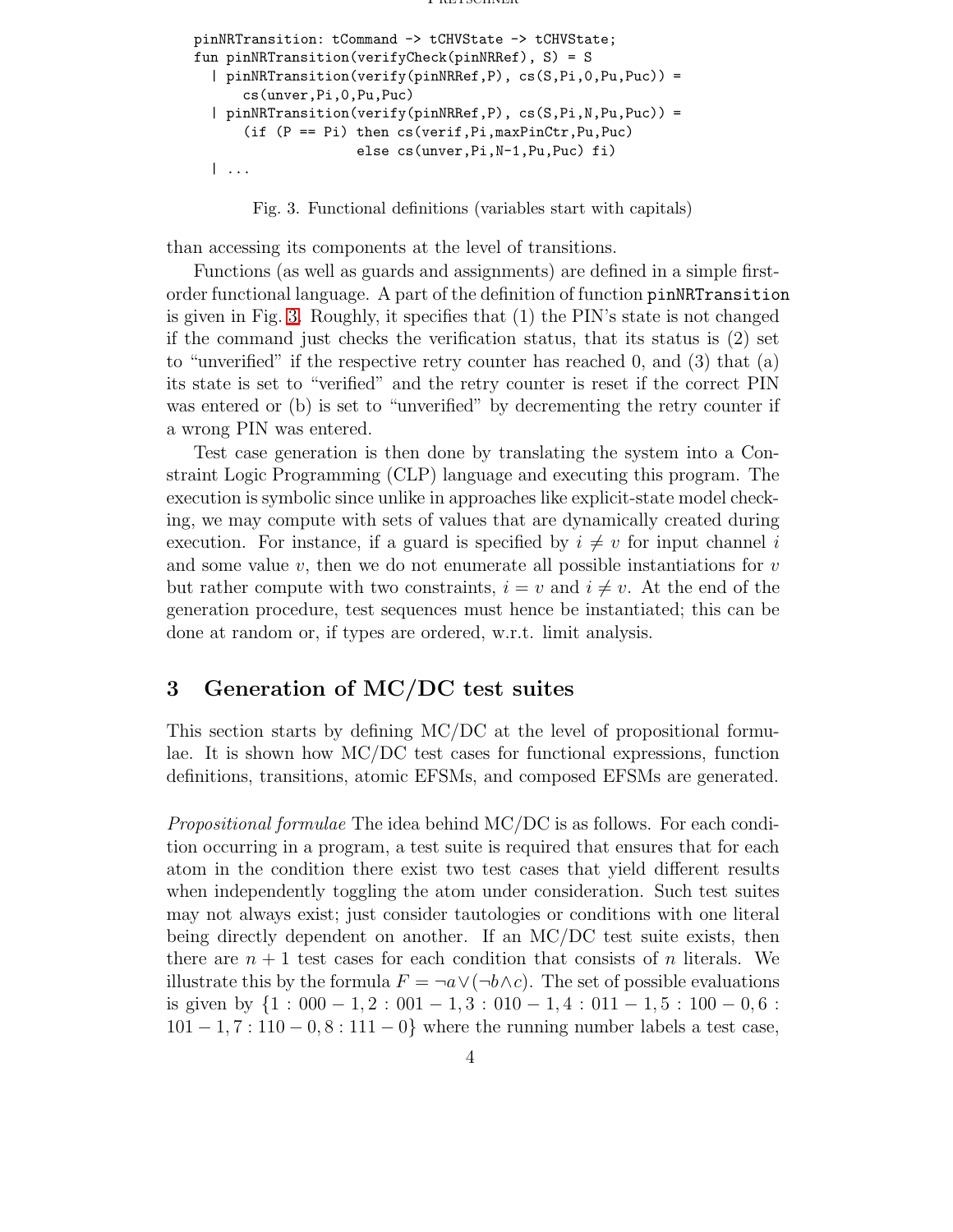```
pinNRTransition: tCommand -> tCHVState -> tCHVState;
fun pinNRTransition(verifyCheck(pinNRRef), S) = S
  | pinNRTransition(verify(pinNRRef,P), cs(S,Pi,0,Pu,Puc)) =
      cs(unver,Pi,0,Pu,Puc)
  | pinNRTransition(verify(pinNRRef,P), cs(S,Pi,N,Pu,Puc)) =
      (if (P == Pi) then cs(verif,Pi,maxPinCtr,Pu,Puc)
                    else cs(unver,Pi,N-1,Pu,Puc) fi)
  | ...
```

Fig. 3. Functional definitions (variables start with capitals)

than accessing its components at the level of transitions.

Functions (as well as guards and assignments) are defined in a simple first-order functional language. A part of the definition of function `pinNRTransition` is given in Fig. 3. Roughly, it specifies that (1) the PIN's state is not changed if the command just checks the verification status, that its status is (2) set to "unverified" if the respective retry counter has reached 0, and (3) that (a) its state is set to "verified" and the retry counter is reset if the correct PIN was entered or (b) is set to "unverified" by decrementing the retry counter if a wrong PIN was entered.

Test case generation is then done by translating the system into a Constraint Logic Programming (CLP) language and executing this program. The execution is symbolic since unlike in approaches like explicit-state model checking, we may compute with sets of values that are dynamically created during execution. For instance, if a guard is specified by $i \neq v$ for input channel $i$ and some value $v$, then we do not enumerate all possible instantiations for $v$ but rather compute with two constraints, $i = v$ and $i \neq v$. At the end of the generation procedure, test sequences must hence be instantiated; this can be done at random or, if types are ordered, w.r.t. limit analysis.

## 3 Generation of MC/DC test suites

This section starts by defining MC/DC at the level of propositional formulae. It is shown how MC/DC test cases for functional expressions, function definitions, transitions, atomic EFSMs, and composed EFSMs are generated.

*Propositional formulae* The idea behind MC/DC is as follows. For each condition occurring in a program, a test suite is required that ensures that for each atom in the condition there exist two test cases that yield different results when independently toggling the atom under consideration. Such test suites may not always exist; just consider tautologies or conditions with one literal being directly dependent on another. If an MC/DC test suite exists, then there are $n+1$ test cases for each condition that consists of $n$ literals. We illustrate this by the formula $F = \neg a \vee (\neg b \wedge c)$. The set of possible evaluations is given by $\{1 : 000-1, 2 : 001-1, 3 : 010-1, 4 : 011-1, 5 : 100-0, 6 : 101-1, 7 : 110-0, 8 : 111-0\}$ where the running number labels a test case,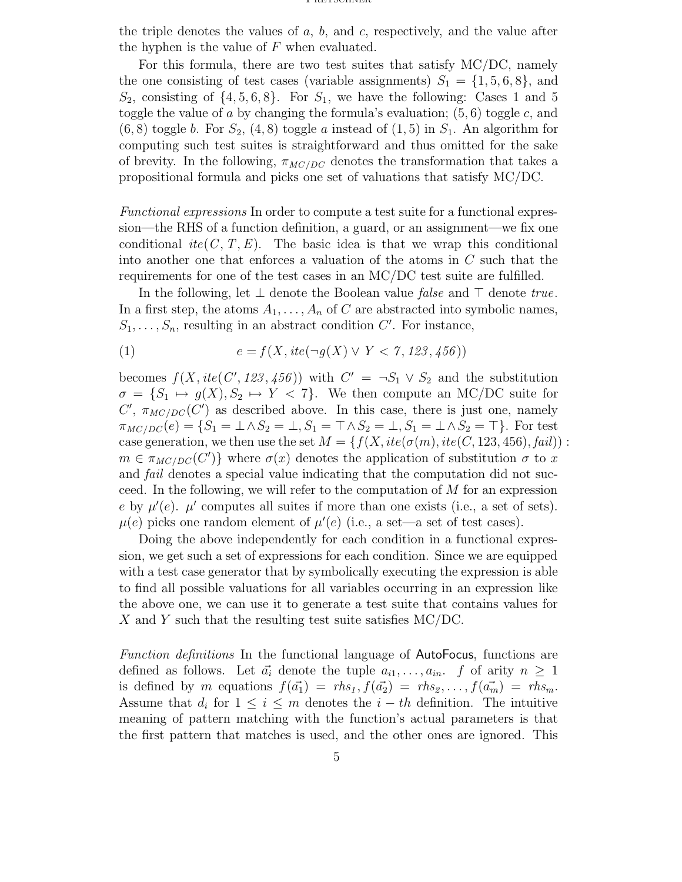the triple denotes the values of $a$, $b$, and $c$, respectively, and the value after the hyphen is the value of $F$ when evaluated.

For this formula, there are two test suites that satisfy MC/DC, namely the one consisting of test cases (variable assignments) $S_1 = \{1, 5, 6, 8\}$, and $S_2$, consisting of $\{4, 5, 6, 8\}$. For $S_1$, we have the following: Cases 1 and 5 toggle the value of $a$ by changing the formula's evaluation; $(5, 6)$ toggle $c$, and $(6, 8)$ toggle $b$. For $S_2$, $(4, 8)$ toggle $a$ instead of $(1, 5)$ in $S_1$. An algorithm for computing such test suites is straightforward and thus omitted for the sake of brevity. In the following, $\pi_{MC/DC}$ denotes the transformation that takes a propositional formula and picks one set of valuations that satisfy MC/DC.

*Functional expressions* In order to compute a test suite for a functional expression—the RHS of a function definition, a guard, or an assignment—we fix one conditional $ite(C, T, E)$. The basic idea is that we wrap this conditional into another one that enforces a valuation of the atoms in $C$ such that the requirements for one of the test cases in an MC/DC test suite are fulfilled.

In the following, let $\bot$ denote the Boolean value *false* and $\top$ denote *true*. In a first step, the atoms $A_1, \ldots, A_n$ of $C$ are abstracted into symbolic names, $S_1, \ldots, S_n$, resulting in an abstract condition $C'$. For instance,

$$e = f(X, ite(\neg g(X) \vee Y < 7, 123, 456)) \tag{1}$$

becomes $f(X, ite(C', 123, 456))$ with $C' = \neg S_1 \vee S_2$ and the substitution $\sigma = \{S_1 \mapsto g(X), S_2 \mapsto Y < 7\}$. We then compute an MC/DC suite for $C'$, $\pi_{MC/DC}(C')$ as described above. In this case, there is just one, namely $\pi_{MC/DC}(e) = \{S_1 = \bot \wedge S_2 = \bot, S_1 = \top \wedge S_2 = \bot, S_1 = \bot \wedge S_2 = \top\}$. For test case generation, we then use the set $M = \{f(X, ite(\sigma(m), ite(C, 123, 456), fail)) : m \in \pi_{MC/DC}(C')\}$ where $\sigma(x)$ denotes the application of substitution $\sigma$ to $x$ and *fail* denotes a special value indicating that the computation did not succeed. In the following, we will refer to the computation of $M$ for an expression $e$ by $\mu'(e)$. $\mu'$ computes all suites if more than one exists (i.e., a set of sets). $\mu(e)$ picks one random element of $\mu'(e)$ (i.e., a set—a set of test cases).

Doing the above independently for each condition in a functional expression, we get such a set of expressions for each condition. Since we are equipped with a test case generator that by symbolically executing the expression is able to find all possible valuations for all variables occurring in an expression like the above one, we can use it to generate a test suite that contains values for $X$ and $Y$ such that the resulting test suite satisfies MC/DC.

*Function definitions* In the functional language of AutoFocus, functions are defined as follows. Let $\vec{a_i}$ denote the tuple $a_{i1}, \ldots, a_{in}$. $f$ of arity $n \geq 1$ is defined by $m$ equations $f(\vec{a_1}) = rhs_1, f(\vec{a_2}) = rhs_2, \ldots, f(\vec{a_m}) = rhs_m$. Assume that $d_i$ for $1 \leq i \leq m$ denotes the $i-th$ definition. The intuitive meaning of pattern matching with the function's actual parameters is that the first pattern that matches is used, and the other ones are ignored. This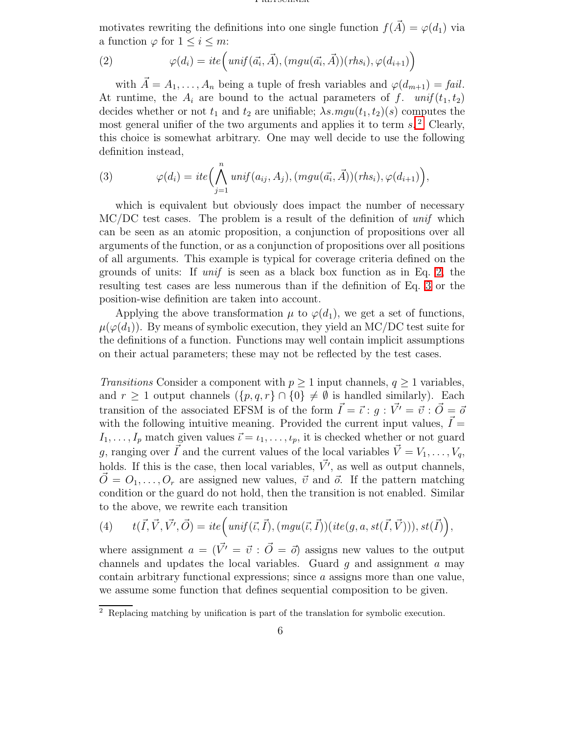motivates rewriting the definitions into one single function $f(\vec{A}) = \varphi(d_1)$ via a function $\varphi$ for $1 \leq i \leq m$:

$$\varphi(d_i) = ite\Big(unif(\vec{a_i}, \vec{A}), (mgu(\vec{a_i}, \vec{A}))(rhs_i), \varphi(d_{i+1})\Big) \tag{2}$$

with $\vec{A} = A_1, \ldots, A_n$ being a tuple of fresh variables and $\varphi(d_{m+1}) = fail$. At runtime, the $A_i$ are bound to the actual parameters of $f$. $unif(t_1, t_2)$ decides whether or not $t_1$ and $t_2$ are unifiable; $\lambda s.mgu(t_1, t_2)(s)$ computes the most general unifier of the two arguments and applies it to term $s$.[2] Clearly, this choice is somewhat arbitrary. One may well decide to use the following definition instead,

$$\varphi(d_i) = ite\Big(\bigwedge_{j=1}^{n} unif(a_{ij}, A_j), (mgu(\vec{a_i}, \vec{A}))(rhs_i), \varphi(d_{i+1})\Big), \tag{3}$$

which is equivalent but obviously does impact the number of necessary MC/DC test cases. The problem is a result of the definition of *unif* which can be seen as an atomic proposition, a conjunction of propositions over all arguments of the function, or as a conjunction of propositions over all positions of all arguments. This example is typical for coverage criteria defined on the grounds of units: If *unif* is seen as a black box function as in Eq. 2, the resulting test cases are less numerous than if the definition of Eq. 3 or the position-wise definition are taken into account.

Applying the above transformation $\mu$ to $\varphi(d_1)$, we get a set of functions, $\mu(\varphi(d_1))$. By means of symbolic execution, they yield an MC/DC test suite for the definitions of a function. Functions may well contain implicit assumptions on their actual parameters; these may not be reflected by the test cases.

*Transitions* Consider a component with $p \geq 1$ input channels, $q \geq 1$ variables, and $r \geq 1$ output channels ($\{p, q, r\} \cap \{0\} \neq \emptyset$ is handled similarly). Each transition of the associated EFSM is of the form $\vec{I} = \vec{\iota} : g : \vec{V'} = \vec{v} : \vec{O} = \vec{o}$ with the following intuitive meaning. Provided the current input values, $\vec{I} = I_1, \ldots, I_p$ match given values $\vec{\iota} = \iota_1, \ldots, \iota_p$, it is checked whether or not guard $g$, ranging over $\vec{I}$ and the current values of the local variables $\vec{V} = V_1, \ldots, V_q$, holds. If this is the case, then local variables, $\vec{V'}$, as well as output channels, $\vec{O} = O_1, \ldots, O_r$ are assigned new values, $\vec{v}$ and $\vec{o}$. If the pattern matching condition or the guard do not hold, then the transition is not enabled. Similar to the above, we rewrite each transition

$$t(\vec{I}, \vec{V}, \vec{V'}, \vec{O}) = ite\Big(unif(\vec{\iota}, \vec{I}), (mgu(\vec{\iota}, \vec{I}))(ite(g, a, st(\vec{I}, \vec{V}))), st(\vec{I})\Big), \tag{4}$$

where assignment $a = (\vec{V'} = \vec{v} : \vec{O} = \vec{o})$ assigns new values to the output channels and updates the local variables. Guard $g$ and assignment $a$ may contain arbitrary functional expressions; since $a$ assigns more than one value, we assume some function that defines sequential composition to be given.

[2] Replacing matching by unification is part of the translation for symbolic execution.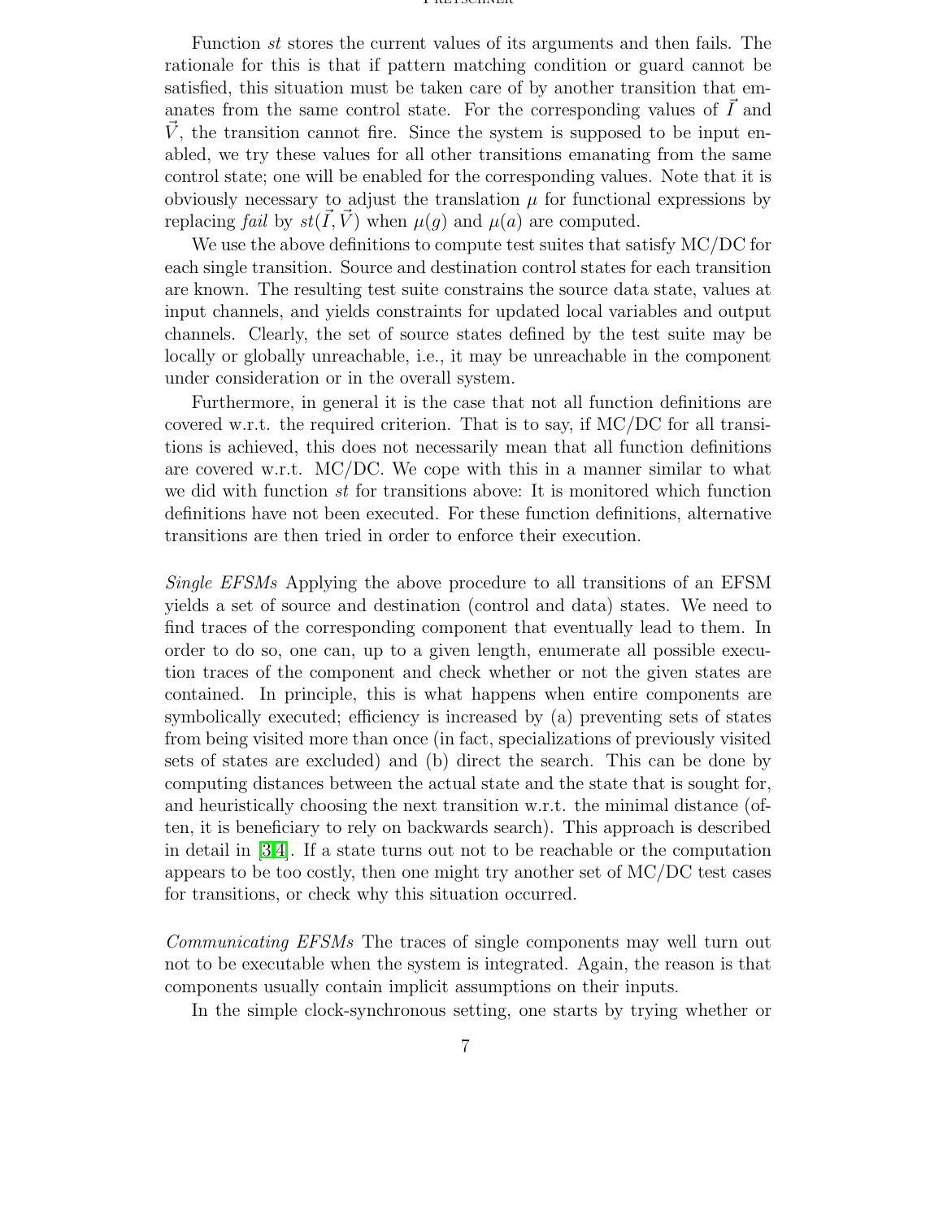Function *st* stores the current values of its arguments and then fails. The rationale for this is that if pattern matching condition or guard cannot be satisfied, this situation must be taken care of by another transition that emanates from the same control state. For the corresponding values of $\vec{I}$ and $\vec{V}$, the transition cannot fire. Since the system is supposed to be input enabled, we try these values for all other transitions emanating from the same control state; one will be enabled for the corresponding values. Note that it is obviously necessary to adjust the translation $\mu$ for functional expressions by replacing *fail* by $st(\vec{I}, \vec{V})$ when $\mu(g)$ and $\mu(a)$ are computed.

We use the above definitions to compute test suites that satisfy MC/DC for each single transition. Source and destination control states for each transition are known. The resulting test suite constrains the source data state, values at input channels, and yields constraints for updated local variables and output channels. Clearly, the set of source states defined by the test suite may be locally or globally unreachable, i.e., it may be unreachable in the component under consideration or in the overall system.

Furthermore, in general it is the case that not all function definitions are covered w.r.t. the required criterion. That is to say, if MC/DC for all transitions is achieved, this does not necessarily mean that all function definitions are covered w.r.t. MC/DC. We cope with this in a manner similar to what we did with function *st* for transitions above: It is monitored which function definitions have not been executed. For these function definitions, alternative transitions are then tried in order to enforce their execution.

*Single EFSMs* Applying the above procedure to all transitions of an EFSM yields a set of source and destination (control and data) states. We need to find traces of the corresponding component that eventually lead to them. In order to do so, one can, up to a given length, enumerate all possible execution traces of the component and check whether or not the given states are contained. In principle, this is what happens when entire components are symbolically executed; efficiency is increased by (a) preventing sets of states from being visited more than once (in fact, specializations of previously visited sets of states are excluded) and (b) direct the search. This can be done by computing distances between the actual state and the state that is sought for, and heuristically choosing the next transition w.r.t. the minimal distance (often, it is beneficiary to rely on backwards search). This approach is described in detail in [3,4]. If a state turns out not to be reachable or the computation appears to be too costly, then one might try another set of MC/DC test cases for transitions, or check why this situation occurred.

*Communicating EFSMs* The traces of single components may well turn out not to be executable when the system is integrated. Again, the reason is that components usually contain implicit assumptions on their inputs.

In the simple clock-synchronous setting, one starts by trying whether or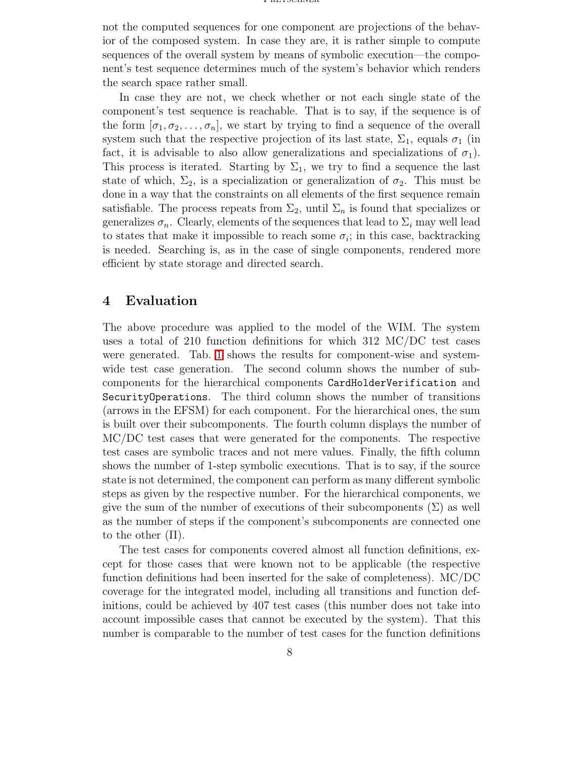not the computed sequences for one component are projections of the behavior of the composed system. In case they are, it is rather simple to compute sequences of the overall system by means of symbolic execution—the component's test sequence determines much of the system's behavior which renders the search space rather small.

In case they are not, we check whether or not each single state of the component's test sequence is reachable. That is to say, if the sequence is of the form $[\sigma_1, \sigma_2, \dots, \sigma_n]$, we start by trying to find a sequence of the overall system such that the respective projection of its last state, $\Sigma_1$, equals $\sigma_1$ (in fact, it is advisable to also allow generalizations and specializations of $\sigma_1$). This process is iterated. Starting by $\Sigma_1$, we try to find a sequence the last state of which, $\Sigma_2$, is a specialization or generalization of $\sigma_2$. This must be done in a way that the constraints on all elements of the first sequence remain satisfiable. The process repeats from $\Sigma_2$, until $\Sigma_n$ is found that specializes or generalizes $\sigma_n$. Clearly, elements of the sequences that lead to $\Sigma_i$ may well lead to states that make it impossible to reach some $\sigma_i$; in this case, backtracking is needed. Searching is, as in the case of single components, rendered more efficient by state storage and directed search.

## 4 Evaluation

The above procedure was applied to the model of the WIM. The system uses a total of 210 function definitions for which 312 MC/DC test cases were generated. Tab. 1 shows the results for component-wise and system-wide test case generation. The second column shows the number of subcomponents for the hierarchical components `CardHolderVerification` and `SecurityOperations`. The third column shows the number of transitions (arrows in the EFSM) for each component. For the hierarchical ones, the sum is built over their subcomponents. The fourth column displays the number of MC/DC test cases that were generated for the components. The respective test cases are symbolic traces and not mere values. Finally, the fifth column shows the number of 1-step symbolic executions. That is to say, if the source state is not determined, the component can perform as many different symbolic steps as given by the respective number. For the hierarchical components, we give the sum of the number of executions of their subcomponents ($\Sigma$) as well as the number of steps if the component's subcomponents are connected one to the other ($\Pi$).

The test cases for components covered almost all function definitions, except for those cases that were known not to be applicable (the respective function definitions had been inserted for the sake of completeness). MC/DC coverage for the integrated model, including all transitions and function definitions, could be achieved by 407 test cases (this number does not take into account impossible cases that cannot be executed by the system). That this number is comparable to the number of test cases for the function definitions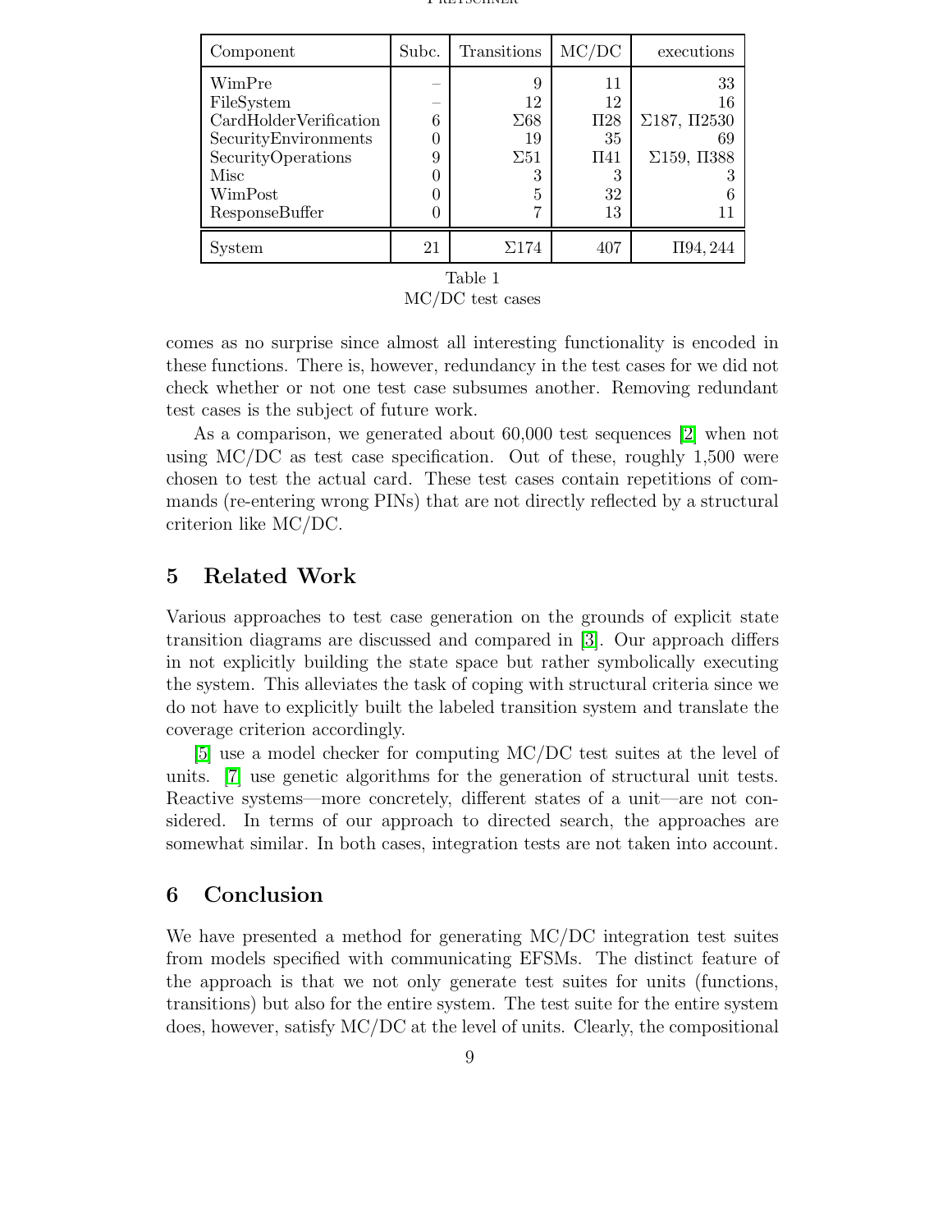| Component | Subc. | Transitions | MC/DC | executions |
|---|---|---|---|---|
| WimPre | – | 9 | 11 | 33 |
| FileSystem | – | 12 | 12 | 16 |
| CardHolderVerification | 6 | $\Sigma 68$ | $\Pi 28$ | $\Sigma 187$, $\Pi 2530$ |
| SecurityEnvironments | 0 | 19 | 35 | 69 |
| SecurityOperations | 9 | $\Sigma 51$ | $\Pi 41$ | $\Sigma 159$, $\Pi 388$ |
| Misc | 0 | 3 | 3 | 3 |
| WimPost | 0 | 5 | 32 | 6 |
| ResponseBuffer | 0 | 7 | 13 | 11 |
| System | 21 | $\Sigma 174$ | 407 | $\Pi 94,244$ |

Table 1
MC/DC test cases

comes as no surprise since almost all interesting functionality is encoded in these functions. There is, however, redundancy in the test cases for we did not check whether or not one test case subsumes another. Removing redundant test cases is the subject of future work.

As a comparison, we generated about 60,000 test sequences [2] when not using MC/DC as test case specification. Out of these, roughly 1,500 were chosen to test the actual card. These test cases contain repetitions of commands (re-entering wrong PINs) that are not directly reflected by a structural criterion like MC/DC.

## 5 Related Work

Various approaches to test case generation on the grounds of explicit state transition diagrams are discussed and compared in [3]. Our approach differs in not explicitly building the state space but rather symbolically executing the system. This alleviates the task of coping with structural criteria since we do not have to explicitly built the labeled transition system and translate the coverage criterion accordingly.

[5] use a model checker for computing MC/DC test suites at the level of units. [7] use genetic algorithms for the generation of structural unit tests. Reactive systems—more concretely, different states of a unit—are not considered. In terms of our approach to directed search, the approaches are somewhat similar. In both cases, integration tests are not taken into account.

## 6 Conclusion

We have presented a method for generating MC/DC integration test suites from models specified with communicating EFSMs. The distinct feature of the approach is that we not only generate test suites for units (functions, transitions) but also for the entire system. The test suite for the entire system does, however, satisfy MC/DC at the level of units. Clearly, the compositional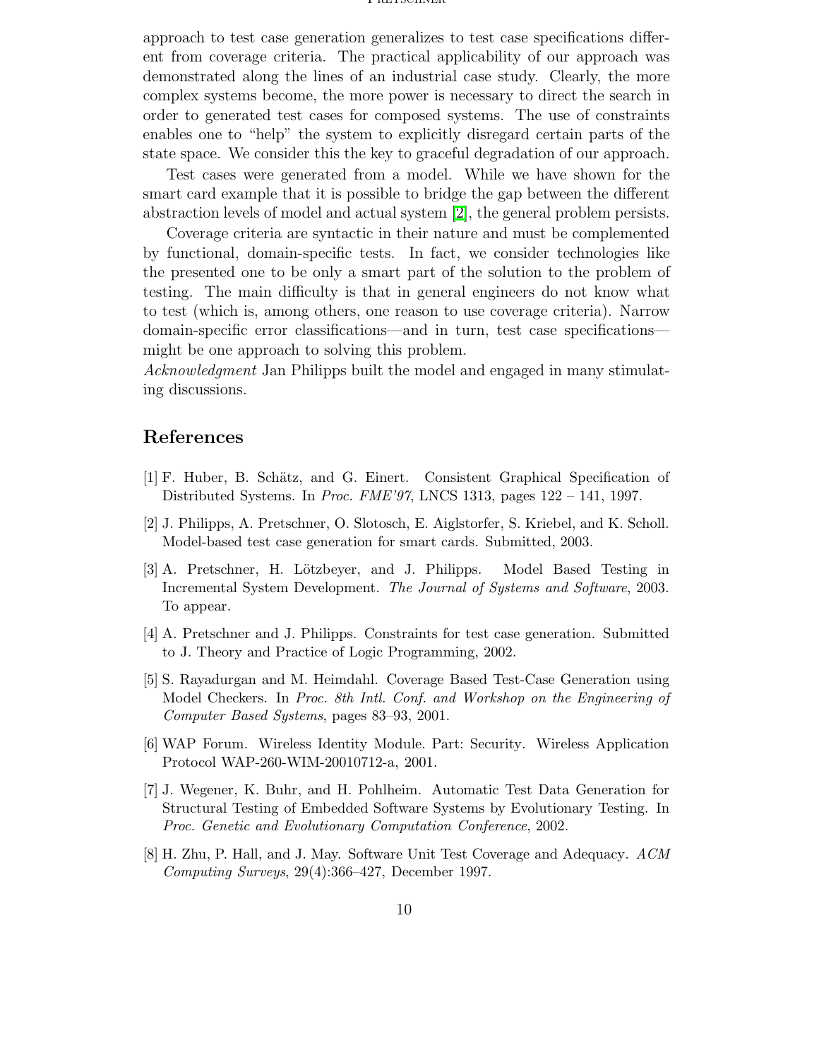approach to test case generation generalizes to test case specifications different from coverage criteria. The practical applicability of our approach was demonstrated along the lines of an industrial case study. Clearly, the more complex systems become, the more power is necessary to direct the search in order to generated test cases for composed systems. The use of constraints enables one to "help" the system to explicitly disregard certain parts of the state space. We consider this the key to graceful degradation of our approach.

Test cases were generated from a model. While we have shown for the smart card example that it is possible to bridge the gap between the different abstraction levels of model and actual system [2], the general problem persists.

Coverage criteria are syntactic in their nature and must be complemented by functional, domain-specific tests. In fact, we consider technologies like the presented one to be only a smart part of the solution to the problem of testing. The main difficulty is that in general engineers do not know what to test (which is, among others, one reason to use coverage criteria). Narrow domain-specific error classifications—and in turn, test case specifications—might be one approach to solving this problem.

*Acknowledgment* Jan Philipps built the model and engaged in many stimulating discussions.

## References

[1] F. Huber, B. Schätz, and G. Einert. Consistent Graphical Specification of Distributed Systems. In *Proc. FME'97*, LNCS 1313, pages 122 – 141, 1997.

[2] J. Philipps, A. Pretschner, O. Slotosch, E. Aiglstorfer, S. Kriebel, and K. Scholl. Model-based test case generation for smart cards. Submitted, 2003.

[3] A. Pretschner, H. Lötzbeyer, and J. Philipps. Model Based Testing in Incremental System Development. *The Journal of Systems and Software*, 2003. To appear.

[4] A. Pretschner and J. Philipps. Constraints for test case generation. Submitted to J. Theory and Practice of Logic Programming, 2002.

[5] S. Rayadurgan and M. Heimdahl. Coverage Based Test-Case Generation using Model Checkers. In *Proc. 8th Intl. Conf. and Workshop on the Engineering of Computer Based Systems*, pages 83–93, 2001.

[6] WAP Forum. Wireless Identity Module. Part: Security. Wireless Application Protocol WAP-260-WIM-20010712-a, 2001.

[7] J. Wegener, K. Buhr, and H. Pohlheim. Automatic Test Data Generation for Structural Testing of Embedded Software Systems by Evolutionary Testing. In *Proc. Genetic and Evolutionary Computation Conference*, 2002.

[8] H. Zhu, P. Hall, and J. May. Software Unit Test Coverage and Adequacy. *ACM Computing Surveys*, 29(4):366–427, December 1997.